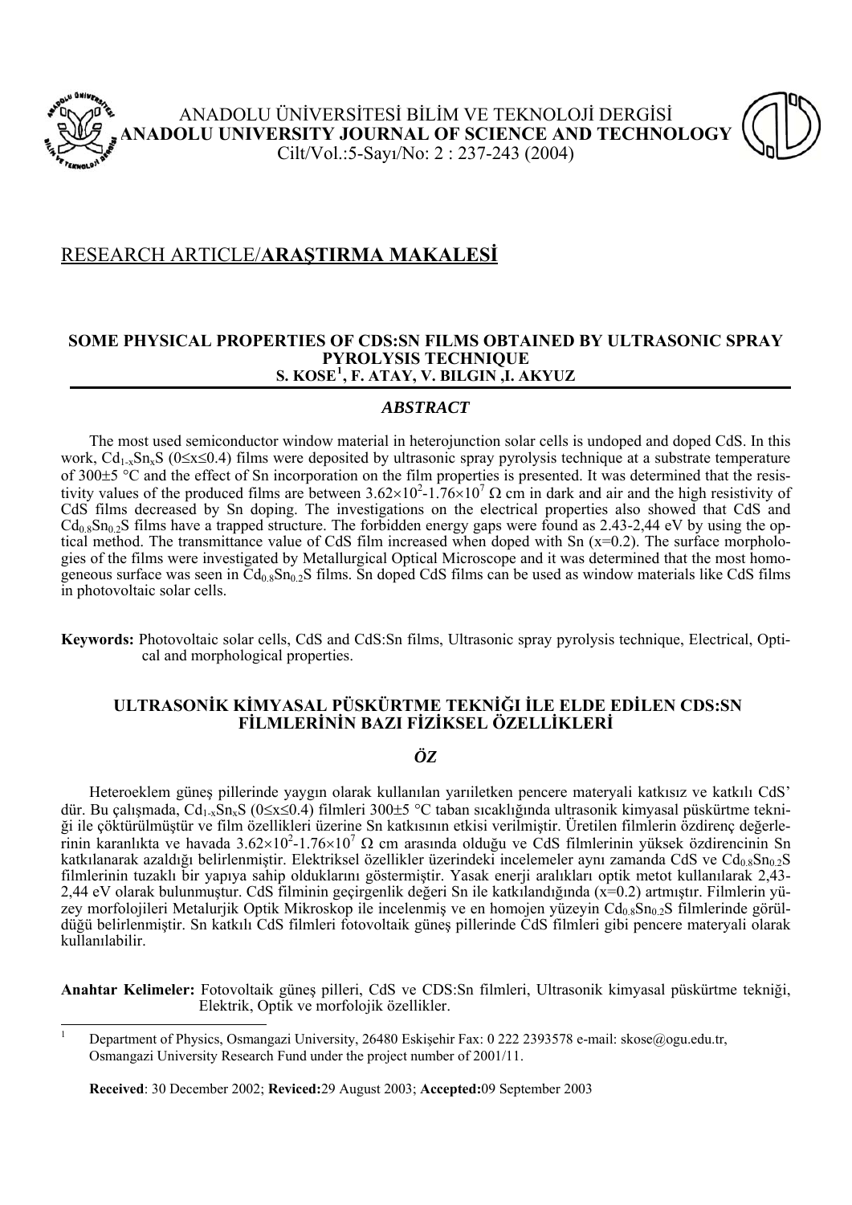ANADOLU ÜNİVERSİTESİ BİLİM VE TEKNOLOJİ DERGİSİ
**ANADOLU UNIVERSITY JOURNAL OF SCIENCE AND TECHNOLOGY**
Cilt/Vol.:5-Sayı/No: 2 : 237-243 (2004)

## RESEARCH ARTICLE/**ARAŞTIRMA MAKALESİ**

# SOME PHYSICAL PROPERTIES OF CDS:SN FILMS OBTAINED BY ULTRASONIC SPRAY PYROLYSIS TECHNIQUE

**S. KOSE[1], F. ATAY, V. BILGIN ,I. AKYUZ**

### *ABSTRACT*

The most used semiconductor window material in heterojunction solar cells is undoped and doped CdS. In this work, $Cd_{1-x}Sn_xS$ ($0 \leq x \leq 0.4$) films were deposited by ultrasonic spray pyrolysis technique at a substrate temperature of 300±5 °C and the effect of Sn incorporation on the film properties is presented. It was determined that the resistivity values of the produced films are between $3.62\times10^2$-$1.76\times10^7$ Ω cm in dark and air and the high resistivity of CdS films decreased by Sn doping. The investigations on the electrical properties also showed that CdS and $Cd_{0.8}Sn_{0.2}S$ films have a trapped structure. The forbidden energy gaps were found as 2.43-2,44 eV by using the optical method. The transmittance value of CdS film increased when doped with Sn (x=0.2). The surface morphologies of the films were investigated by Metallurgical Optical Microscope and it was determined that the most homogeneous surface was seen in $Cd_{0.8}Sn_{0.2}S$ films. Sn doped CdS films can be used as window materials like CdS films in photovoltaic solar cells.

**Keywords:** Photovoltaic solar cells, CdS and CdS:Sn films, Ultrasonic spray pyrolysis technique, Electrical, Optical and morphological properties.

# ULTRASONİK KİMYASAL PÜSKÜRTME TEKNİĞİ İLE ELDE EDİLEN CDS:SN FİLMLERİNİN BAZI FİZİKSEL ÖZELLİKLERİ

### *ÖZ*

Heteroeklem güneş pillerinde yaygın olarak kullanılan yarıiletken pencere materyali katkısız ve katkılı CdS' dür. Bu çalışmada, $Cd_{1-x}Sn_xS$ ($0 \leq x \leq 0.4$) filmleri 300±5 °C taban sıcaklığında ultrasonik kimyasal püskürtme tekniği ile çöktürülmüştür ve film özellikleri üzerine Sn katkısının etkisi verilmiştir. Üretilen filmlerin özdirenç değerlerinin karanlıkta ve havada $3.62\times10^2$-$1.76\times10^7$ Ω cm arasında olduğu ve CdS filmlerinin yüksek özdirencinin Sn katkılanarak azaldığı belirlenmiştir. Elektriksel özellikler üzerindeki incelemeler aynı zamanda CdS ve $Cd_{0.8}Sn_{0.2}S$ filmlerinin tuzaklı bir yapıya sahip olduklarını göstermiştir. Yasak enerji aralıkları optik metot kullanılarak 2,43-2,44 eV olarak bulunmuştur. CdS filminin geçirgenlik değeri Sn ile katkılandığında (x=0.2) artmıştır. Filmlerin yüzey morfolojileri Metalurjik Optik Mikroskop ile incelenmiş ve en homojen yüzeyin $Cd_{0.8}Sn_{0.2}S$ filmlerinde görüldüğü belirlenmiştir. Sn katkılı CdS filmleri fotovoltaik güneş pillerinde CdS filmleri gibi pencere materyali olarak kullanılabilir.

**Anahtar Kelimeler:** Fotovoltaik güneş pilleri, CdS ve CDS:Sn filmleri, Ultrasonik kimyasal püskürtme tekniği, Elektrik, Optik ve morfolojik özellikler.

---

[1] Department of Physics, Osmangazi University, 26480 Eskişehir Fax: 0 222 2393578 e-mail: skose@ogu.edu.tr, Osmangazi University Research Fund under the project number of 2001/11.

**Received**: 30 December 2002; **Reviced:**29 August 2003; **Accepted:**09 September 2003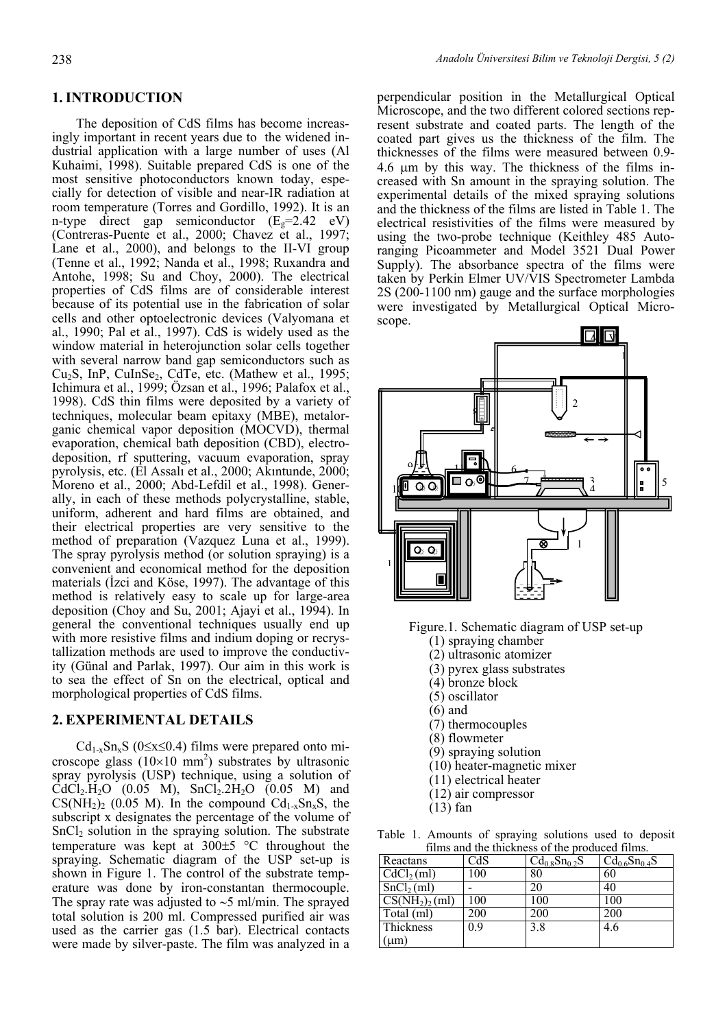## 1. INTRODUCTION

The deposition of CdS films has become increasingly important in recent years due to the widened industrial application with a large number of uses (Al Kuhaimi, 1998). Suitable prepared CdS is one of the most sensitive photoconductors known today, especially for detection of visible and near-IR radiation at room temperature (Torres and Gordillo, 1992). It is an n-type direct gap semiconductor ($E_g$=2.42 eV) (Contreras-Puente et al., 2000; Chavez et al., 1997; Lane et al., 2000), and belongs to the II-VI group (Tenne et al., 1992; Nanda et al., 1998; Ruxandra and Antohe, 1998; Su and Choy, 2000). The electrical properties of CdS films are of considerable interest because of its potential use in the fabrication of solar cells and other optoelectronic devices (Valyomana et al., 1990; Pal et al., 1997). CdS is widely used as the window material in heterojunction solar cells together with several narrow band gap semiconductors such as $Cu_2S$, InP, $CuInSe_2$, CdTe, etc. (Mathew et al., 1995; Ichimura et al., 1999; Özsan et al., 1996; Palafox et al., 1998). CdS thin films were deposited by a variety of techniques, molecular beam epitaxy (MBE), metalorganic chemical vapor deposition (MOCVD), thermal evaporation, chemical bath deposition (CBD), electrodeposition, rf sputtering, vacuum evaporation, spray pyrolysis, etc. (El Assalı et al., 2000; Akıntunde, 2000; Moreno et al., 2000; Abd-Lefdil et al., 1998). Generally, in each of these methods polycrystalline, stable, uniform, adherent and hard films are obtained, and their electrical properties are very sensitive to the method of preparation (Vazquez Luna et al., 1999). The spray pyrolysis method (or solution spraying) is a convenient and economical method for the deposition materials (İzci and Köse, 1997). The advantage of this method is relatively easy to scale up for large-area deposition (Choy and Su, 2001; Ajayi et al., 1994). In general the conventional techniques usually end up with more resistive films and indium doping or recrystallization methods are used to improve the conductivity (Günal and Parlak, 1997). Our aim in this work is to sea the effect of Sn on the electrical, optical and morphological properties of CdS films.

## 2. EXPERIMENTAL DETAILS

$Cd_{1-x}Sn_xS$ ($0 \leq x \leq 0.4$) films were prepared onto microscope glass ($10 \times 10$ mm$^2$) substrates by ultrasonic spray pyrolysis (USP) technique, using a solution of $CdCl_2.H_2O$ (0.05 M), $SnCl_2.2H_2O$ (0.05 M) and $CS(NH_2)_2$ (0.05 M). In the compound $Cd_{1-x}Sn_xS$, the subscript x designates the percentage of the volume of $SnCl_2$ solution in the spraying solution. The substrate temperature was kept at 300±5 °C throughout the spraying. Schematic diagram of the USP set-up is shown in Figure 1. The control of the substrate temperature was done by iron-constantan thermocouple. The spray rate was adjusted to ~5 ml/min. The sprayed total solution is 200 ml. Compressed purified air was used as the carrier gas (1.5 bar). Electrical contacts were made by silver-paste. The film was analyzed in a perpendicular position in the Metallurgical Optical Microscope, and the two different colored sections represent substrate and coated parts. The length of the coated part gives us the thickness of the film. The thicknesses of the films were measured between 0.9-4.6 μm by this way. The thickness of the films increased with Sn amount in the spraying solutions. The experimental details of the mixed spraying solutions and the thickness of the films are listed in Table 1. The electrical resistivities of the films were measured by using the two-probe technique (Keithley 485 Auto-ranging Picoammeter and Model 3521 Dual Power Supply). The absorbance spectra of the films were taken by Perkin Elmer UV/VIS Spectrometer Lambda 2S (200-1100 nm) gauge and the surface morphologies were investigated by Metallurgical Optical Microscope.

Figure.1. Schematic diagram of USP set-up
(1) spraying chamber
(2) ultrasonic atomizer
(3) pyrex glass substrates
(4) bronze block
(5) oscillator
(6) and
(7) thermocouples
(8) flowmeter
(9) spraying solution
(10) heater-magnetic mixer
(11) electrical heater
(12) air compressor
(13) fan

Table 1. Amounts of spraying solutions used to deposit films and the thickness of the produced films.

| Reactans | CdS | $Cd_{0.8}Sn_{0.2}S$ | $Cd_{0.6}Sn_{0.4}S$ |
|---|---|---|---|
| $CdCl_2$ (ml) | 100 | 80 | 60 |
| $SnCl_2$ (ml) | - | 20 | 40 |
| $CS(NH_2)_2$ (ml) | 100 | 100 | 100 |
| Total (ml) | 200 | 200 | 200 |
| Thickness (μm) | 0.9 | 3.8 | 4.6 |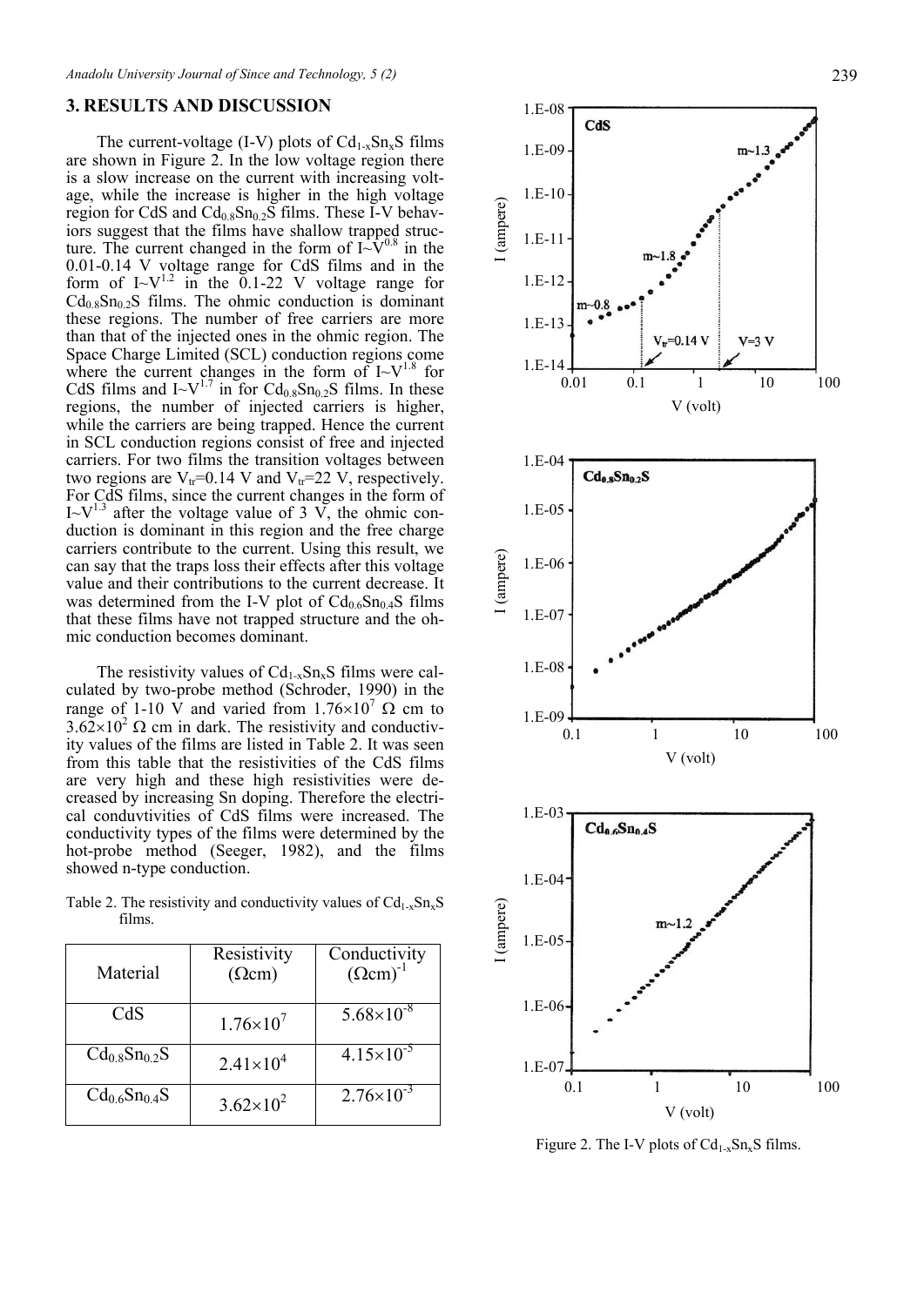## 3. RESULTS AND DISCUSSION

The current-voltage (I-V) plots of $Cd_{1-x}Sn_xS$ films are shown in Figure 2. In the low voltage region there is a slow increase on the current with increasing voltage, while the increase is higher in the high voltage region for CdS and $Cd_{0.8}Sn_{0.2}S$ films. These I-V behaviors suggest that the films have shallow trapped structure. The current changed in the form of $I \sim V^{0.8}$ in the 0.01-0.14 V voltage range for CdS films and in the form of $I \sim V^{1.2}$ in the 0.1-22 V voltage range for $Cd_{0.8}Sn_{0.2}S$ films. The ohmic conduction is dominant these regions. The number of free carriers are more than that of the injected ones in the ohmic region. The Space Charge Limited (SCL) conduction regions come where the current changes in the form of $I \sim V^{1.8}$ for CdS films and $I \sim V^{1.7}$ in for $Cd_{0.8}Sn_{0.2}S$ films. In these regions, the number of injected carriers is higher, while the carriers are being trapped. Hence the current in SCL conduction regions consist of free and injected carriers. For two films the transition voltages between two regions are $V_{tr}$=0.14 V and $V_{tr}$=22 V, respectively. For CdS films, since the current changes in the form of $I \sim V^{1.3}$ after the voltage value of 3 V, the ohmic conduction is dominant in this region and the free charge carriers contribute to the current. Using this result, we can say that the traps loss their effects after this voltage value and their contributions to the current decrease. It was determined from the I-V plot of $Cd_{0.6}Sn_{0.4}S$ films that these films have not trapped structure and the ohmic conduction becomes dominant.

The resistivity values of $Cd_{1-x}Sn_xS$ films were calculated by two-probe method (Schroder, 1990) in the range of 1-10 V and varied from $1.76 \times 10^7$ Ω cm to $3.62 \times 10^2$ Ω cm in dark. The resistivity and conductivity values of the films are listed in Table 2. It was seen from this table that the resistivities of the CdS films are very high and these high resistivities were decreased by increasing Sn doping. Therefore the electrical conduvtivities of CdS films were increased. The conductivity types of the films were determined by the hot-probe method (Seeger, 1982), and the films showed n-type conduction.

Table 2. The resistivity and conductivity values of $Cd_{1-x}Sn_xS$ films.

| Material | Resistivity (Ωcm) | Conductivity $(\Omega cm)^{-1}$ |
|---|---|---|
| CdS | $1.76 \times 10^7$ | $5.68 \times 10^{-8}$ |
| $Cd_{0.8}Sn_{0.2}S$ | $2.41 \times 10^4$ | $4.15 \times 10^{-5}$ |
| $Cd_{0.6}Sn_{0.4}S$ | $3.62 \times 10^2$ | $2.76 \times 10^{-3}$ |

Figure 2. The I-V plots of $Cd_{1-x}Sn_xS$ films.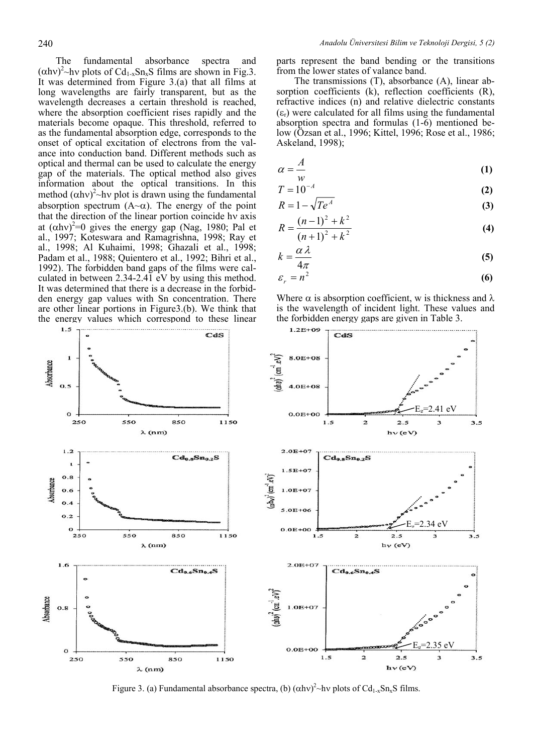The fundamental absorbance spectra and $(\alpha h\nu)^2$~$h\nu$ plots of $Cd_{1-x}Sn_xS$ films are shown in Fig.3. It was determined from Figure 3.(a) that all films at long wavelengths are fairly transparent, but as the wavelength decreases a certain threshold is reached, where the absorption coefficient rises rapidly and the materials become opaque. This threshold, referred to as the fundamental absorption edge, corresponds to the onset of optical excitation of electrons from the valance into conduction band. Different methods such as optical and thermal can be used to calculate the energy gap of the materials. The optical method also gives information about the optical transitions. In this method $(\alpha h\nu)^2$~$h\nu$ plot is drawn using the fundamental absorption spectrum (A~α). The energy of the point that the direction of the linear portion coincide $h\nu$ axis at $(\alpha h\nu)^2=0$ gives the energy gap (Nag, 1980; Pal et al., 1997; Koteswara and Ramagrishna, 1998; Ray et al., 1998; Al Kuhaimi, 1998; Ghazali et al., 1998; Padam et al., 1988; Quientero et al., 1992; Bihri et al., 1992). The forbidden band gaps of the films were calculated in between 2.34-2.41 eV by using this method. It was determined that there is a decrease in the forbidden energy gap values with Sn concentration. There are other linear portions in Figure3.(b). We think that the energy values which correspond to these linear parts represent the band bending or the transitions from the lower states of valance band.

The transmissions (T), absorbance (A), linear absorption coefficients (k), reflection coefficients (R), refractive indices (n) and relative dielectric constants ($\varepsilon_r$) were calculated for all films using the fundamental absorption spectra and formulas (1-6) mentioned below (Özsan et al., 1996; Kittel, 1996; Rose et al., 1986; Askeland, 1998);

$$\alpha = \frac{A}{w} \quad \textbf{(1)}$$

$$T = 10^{-A} \quad \textbf{(2)}$$

$$R = 1 - \sqrt{Te^{A}} \quad \textbf{(3)}$$

$$R = \frac{(n-1)^2 + k^2}{(n+1)^2 + k^2} \quad \textbf{(4)}$$

$$k = \frac{\alpha \lambda}{4\pi} \quad \textbf{(5)}$$

$$\varepsilon_r = n^2 \quad \textbf{(6)}$$

Where α is absorption coefficient, w is thickness and λ is the wavelength of incident light. These values and the forbidden energy gaps are given in Table 3.

Figure 3. (a) Fundamental absorbance spectra, (b) $(\alpha h\nu)^2$~$h\nu$ plots of $Cd_{1-x}Sn_xS$ films.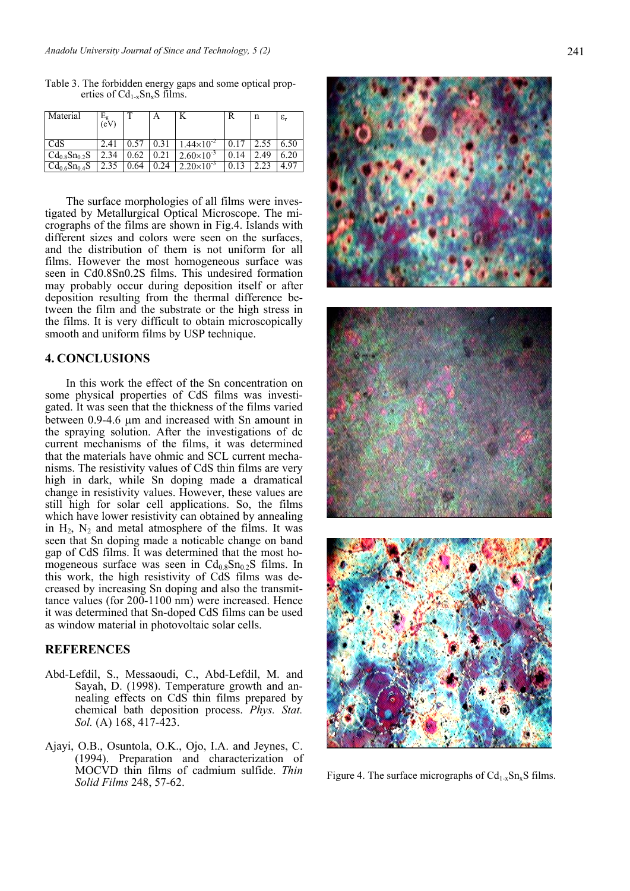Table 3. The forbidden energy gaps and some optical properties of $Cd_{1-x}Sn_xS$ films.

| Material | $E_g$ (eV) | T | A | K | R | n | $\varepsilon_r$ |
|---|---|---|---|---|---|---|---|
| CdS | 2.41 | 0.57 | 0.31 | $1.44\times10^{-2}$ | 0.17 | 2.55 | 6.50 |
| $Cd_{0.8}Sn_{0.2}S$ | 2.34 | 0.62 | 0.21 | $2.60\times10^{-3}$ | 0.14 | 2.49 | 6.20 |
| $Cd_{0.6}Sn_{0.4}S$ | 2.35 | 0.64 | 0.24 | $2.20\times10^{-3}$ | 0.13 | 2.23 | 4.97 |

The surface morphologies of all films were investigated by Metallurgical Optical Microscope. The micrographs of the films are shown in Fig.4. Islands with different sizes and colors were seen on the surfaces, and the distribution of them is not uniform for all films. However the most homogeneous surface was seen in Cd0.8Sn0.2S films. This undesired formation may probably occur during deposition itself or after deposition resulting from the thermal difference between the film and the substrate or the high stress in the films. It is very difficult to obtain microscopically smooth and uniform films by USP technique.

Figure 4. The surface micrographs of $Cd_{1-x}Sn_xS$ films.

## 4. CONCLUSIONS

In this work the effect of the Sn concentration on some physical properties of CdS films was investigated. It was seen that the thickness of the films varied between 0.9-4.6 μm and increased with Sn amount in the spraying solution. After the investigations of dc current mechanisms of the films, it was determined that the materials have ohmic and SCL current mechanisms. The resistivity values of CdS thin films are very high in dark, while Sn doping made a dramatical change in resistivity values. However, these values are still high for solar cell applications. So, the films which have lower resistivity can obtained by annealing in $H_2$, $N_2$ and metal atmosphere of the films. It was seen that Sn doping made a noticable change on band gap of CdS films. It was determined that the most homogeneous surface was seen in $Cd_{0.8}Sn_{0.2}S$ films. In this work, the high resistivity of CdS films was decreased by increasing Sn doping and also the transmittance values (for 200-1100 nm) were increased. Hence it was determined that Sn-doped CdS films can be used as window material in photovoltaic solar cells.

## REFERENCES

Abd-Lefdil, S., Messaoudi, C., Abd-Lefdil, M. and Sayah, D. (1998). Temperature growth and annealing effects on CdS thin films prepared by chemical bath deposition process. *Phys. Stat. Sol.* (A) 168, 417-423.

Ajayi, O.B., Osuntola, O.K., Ojo, I.A. and Jeynes, C. (1994). Preparation and characterization of MOCVD thin films of cadmium sulfide. *Thin Solid Films* 248, 57-62.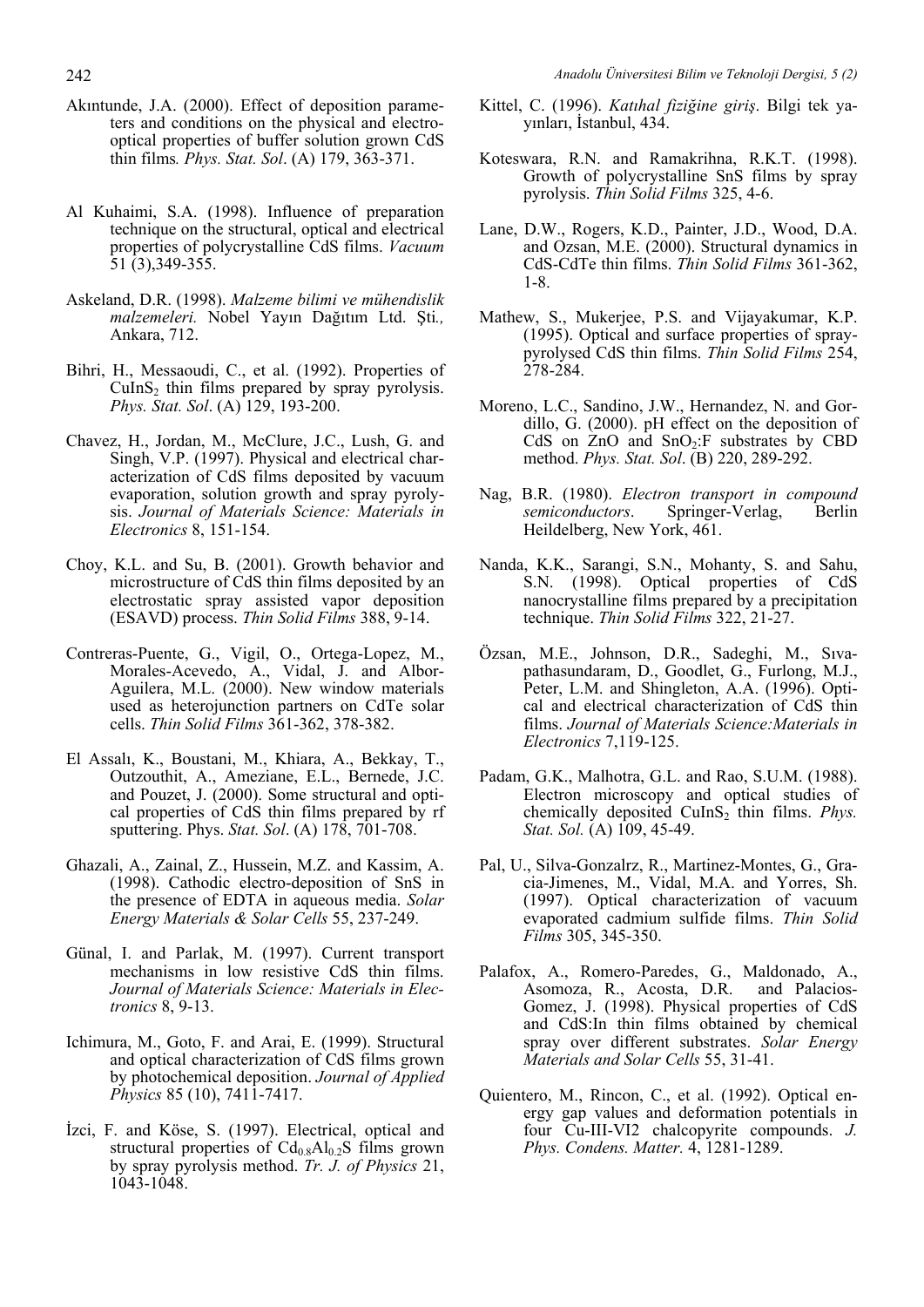Akıntunde, J.A. (2000). Effect of deposition parameters and conditions on the physical and electro-optical properties of buffer solution grown CdS thin films. *Phys. Stat. Sol*. (A) 179, 363-371.

Al Kuhaimi, S.A. (1998). Influence of preparation technique on the structural, optical and electrical properties of polycrystalline CdS films. *Vacuum* 51 (3),349-355.

Askeland, D.R. (1998). *Malzeme bilimi ve mühendislik malzemeleri.* Nobel Yayın Dağıtım Ltd. Şti*.,* Ankara, 712.

Bihri, H., Messaoudi, C., et al. (1992). Properties of $CuInS_2$ thin films prepared by spray pyrolysis. *Phys. Stat. Sol*. (A) 129, 193-200.

Chavez, H., Jordan, M., McClure, J.C., Lush, G. and Singh, V.P. (1997). Physical and electrical characterization of CdS films deposited by vacuum evaporation, solution growth and spray pyrolysis. *Journal of Materials Science: Materials in Electronics* 8, 151-154.

Choy, K.L. and Su, B. (2001). Growth behavior and microstructure of CdS thin films deposited by an electrostatic spray assisted vapor deposition (ESAVD) process. *Thin Solid Films* 388, 9-14.

Contreras-Puente, G., Vigil, O., Ortega-Lopez, M., Morales-Acevedo, A., Vidal, J. and Albor-Aguilera, M.L. (2000). New window materials used as heterojunction partners on CdTe solar cells. *Thin Solid Films* 361-362, 378-382.

El Assalı, K., Boustani, M., Khiara, A., Bekkay, T., Outzouthit, A., Ameziane, E.L., Bernede, J.C. and Pouzet, J. (2000). Some structural and optical properties of CdS thin films prepared by rf sputtering. Phys. *Stat. Sol*. (A) 178, 701-708.

Ghazali, A., Zainal, Z., Hussein, M.Z. and Kassim, A. (1998). Cathodic electro-deposition of SnS in the presence of EDTA in aqueous media. *Solar Energy Materials & Solar Cells* 55, 237-249.

Günal, I. and Parlak, M. (1997). Current transport mechanisms in low resistive CdS thin films. *Journal of Materials Science: Materials in Electronics* 8, 9-13.

Ichimura, M., Goto, F. and Arai, E. (1999). Structural and optical characterization of CdS films grown by photochemical deposition. *Journal of Applied Physics* 85 (10), 7411-7417.

İzci, F. and Köse, S. (1997). Electrical, optical and structural properties of $Cd_{0.8}Al_{0.2}S$ films grown by spray pyrolysis method. *Tr. J. of Physics* 21, 1043-1048.

Kittel, C. (1996). *Katıhal fiziğine giriş*. Bilgi tek yayınları, İstanbul, 434.

Koteswara, R.N. and Ramakrihna, R.K.T. (1998). Growth of polycrystalline SnS films by spray pyrolysis. *Thin Solid Films* 325, 4-6.

Lane, D.W., Rogers, K.D., Painter, J.D., Wood, D.A. and Ozsan, M.E. (2000). Structural dynamics in CdS-CdTe thin films. *Thin Solid Films* 361-362, 1-8.

Mathew, S., Mukerjee, P.S. and Vijayakumar, K.P. (1995). Optical and surface properties of spray-pyrolysed CdS thin films. *Thin Solid Films* 254, 278-284.

Moreno, L.C., Sandino, J.W., Hernandez, N. and Gordillo, G. (2000). pH effect on the deposition of CdS on ZnO and $SnO_2$:F substrates by CBD method. *Phys. Stat. Sol*. (B) 220, 289-292.

Nag, B.R. (1980). *Electron transport in compound semiconductors*. Springer-Verlag, Berlin Heildelberg, New York, 461.

Nanda, K.K., Sarangi, S.N., Mohanty, S. and Sahu, S.N. (1998). Optical properties of CdS nanocrystalline films prepared by a precipitation technique. *Thin Solid Films* 322, 21-27.

Özsan, M.E., Johnson, D.R., Sadeghi, M., Sıvapathasundaram, D., Goodlet, G., Furlong, M.J., Peter, L.M. and Shingleton, A.A. (1996). Optical and electrical characterization of CdS thin films. *Journal of Materials Science:Materials in Electronics* 7,119-125.

Padam, G.K., Malhotra, G.L. and Rao, S.U.M. (1988). Electron microscopy and optical studies of chemically deposited $CuInS_2$ thin films. *Phys. Stat. Sol.* (A) 109, 45-49.

Pal, U., Silva-Gonzalrz, R., Martinez-Montes, G., Gracia-Jimenes, M., Vidal, M.A. and Yorres, Sh. (1997). Optical characterization of vacuum evaporated cadmium sulfide films. *Thin Solid Films* 305, 345-350.

Palafox, A., Romero-Paredes, G., Maldonado, A., Asomoza, R., Acosta, D.R. and Palacios-Gomez, J. (1998). Physical properties of CdS and CdS:In thin films obtained by chemical spray over different substrates. *Solar Energy Materials and Solar Cells* 55, 31-41.

Quientero, M., Rincon, C., et al. (1992). Optical energy gap values and deformation potentials in four Cu-III-VI2 chalcopyrite compounds. *J. Phys. Condens. Matter.* 4, 1281-1289.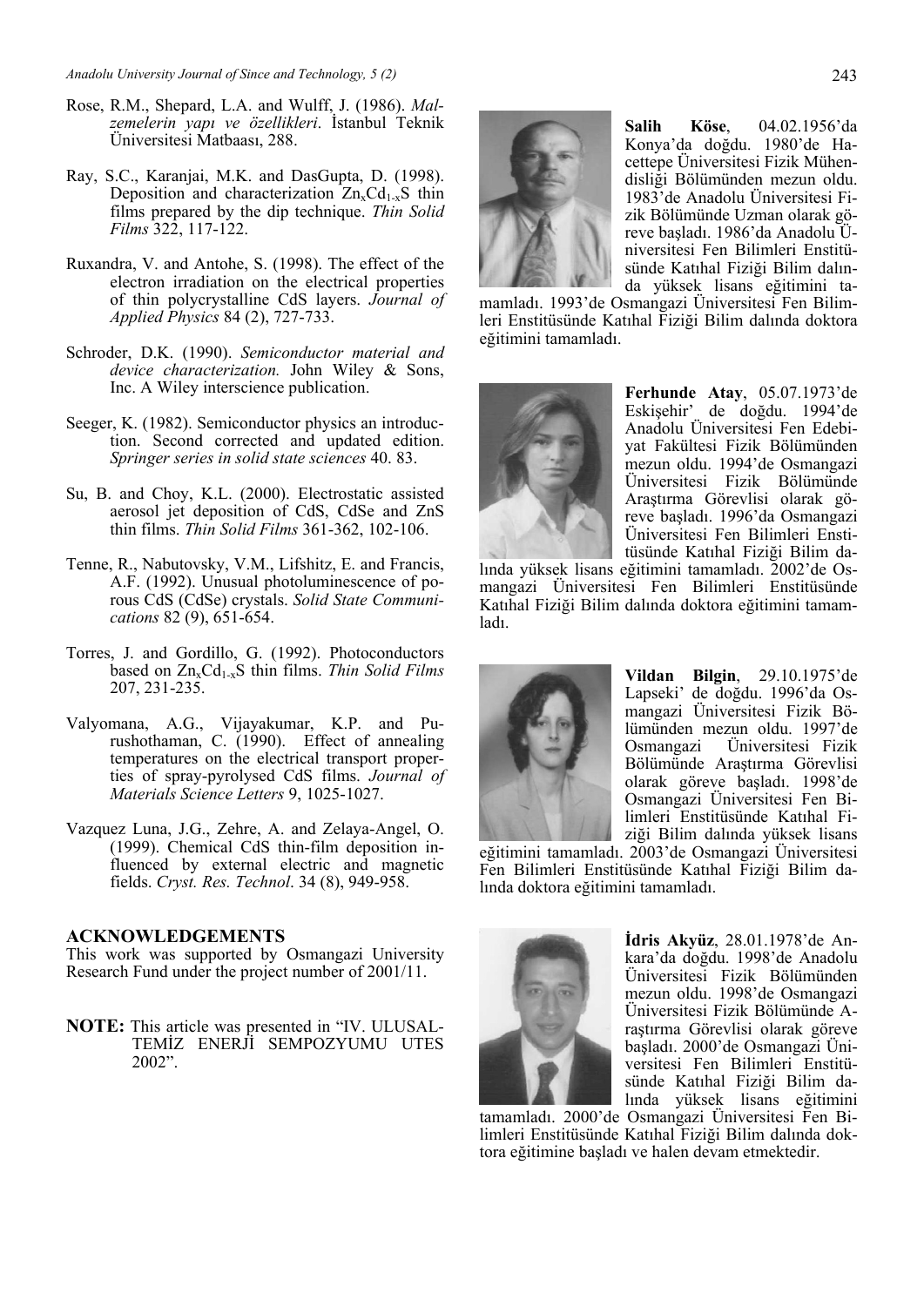Rose, R.M., Shepard, L.A. and Wulff, J. (1986). *Malzemelerin yapı ve özellikleri*. İstanbul Teknik Üniversitesi Matbaası, 288.

Ray, S.C., Karanjai, M.K. and DasGupta, D. (1998). Deposition and characterization $Zn_xCd_{1-x}S$ thin films prepared by the dip technique. *Thin Solid Films* 322, 117-122.

Ruxandra, V. and Antohe, S. (1998). The effect of the electron irradiation on the electrical properties of thin polycrystalline CdS layers. *Journal of Applied Physics* 84 (2), 727-733.

Schroder, D.K. (1990). *Semiconductor material and device characterization.* John Wiley & Sons, Inc. A Wiley interscience publication.

Seeger, K. (1982). Semiconductor physics an introduction. Second corrected and updated edition. *Springer series in solid state sciences* 40. 83.

Su, B. and Choy, K.L. (2000). Electrostatic assisted aerosol jet deposition of CdS, CdSe and ZnS thin films. *Thin Solid Films* 361-362, 102-106.

Tenne, R., Nabutovsky, V.M., Lifshitz, E. and Francis, A.F. (1992). Unusual photoluminescence of porous CdS (CdSe) crystals. *Solid State Communications* 82 (9), 651-654.

Torres, J. and Gordillo, G. (1992). Photoconductors based on $Zn_xCd_{1-x}S$ thin films. *Thin Solid Films* 207, 231-235.

Valyomana, A.G., Vijayakumar, K.P. and Purushothaman, C. (1990). Effect of annealing temperatures on the electrical transport properties of spray-pyrolysed CdS films. *Journal of Materials Science Letters* 9, 1025-1027.

Vazquez Luna, J.G., Zehre, A. and Zelaya-Angel, O. (1999). Chemical CdS thin-film deposition influenced by external electric and magnetic fields. *Cryst. Res. Technol*. 34 (8), 949-958.

## ACKNOWLEDGEMENTS

This work was supported by Osmangazi University Research Fund under the project number of 2001/11.

**NOTE:** This article was presented in "IV. ULUSAL-TEMİZ ENERJİ SEMPOZYUMU UTES 2002".

**Salih Köse**, 04.02.1956'da Konya'da doğdu. 1980'de Hacettepe Üniversitesi Fizik Mühendisliği Bölümünden mezun oldu. 1983'de Anadolu Üniversitesi Fizik Bölümünde Uzman olarak göreve başladı. 1986'da Anadolu Üniversitesi Fen Bilimleri Enstitüsünde Katıhal Fiziği Bilim dalında yüksek lisans eğitimini tamamladı. 1993'de Osmangazi Üniversitesi Fen Bilimleri Enstitüsünde Katıhal Fiziği Bilim dalında doktora eğitimini tamamladı.

**Ferhunde Atay**, 05.07.1973'de Eskişehir' de doğdu. 1994'de Anadolu Üniversitesi Fen Edebiyat Fakültesi Fizik Bölümünden mezun oldu. 1994'de Osmangazi Üniversitesi Fizik Bölümünde Araştırma Görevlisi olarak göreve başladı. 1996'da Osmangazi Üniversitesi Fen Bilimleri Enstitüsünde Katıhal Fiziği Bilim dalında yüksek lisans eğitimini tamamladı. 2002'de Osmangazi Üniversitesi Fen Bilimleri Enstitüsünde Katıhal Fiziği Bilim dalında doktora eğitimini tamamladı.

**Vildan Bilgin**, 29.10.1975'de Lapseki' de doğdu. 1996'da Osmangazi Üniversitesi Fizik Bölümünden mezun oldu. 1997'de Osmangazi Üniversitesi Fizik Bölümünde Araştırma Görevlisi olarak göreve başladı. 1998'de Osmangazi Üniversitesi Fen Bilimleri Enstitüsünde Katıhal Fiziği Bilim dalında yüksek lisans eğitimini tamamladı. 2003'de Osmangazi Üniversitesi Fen Bilimleri Enstitüsünde Katıhal Fiziği Bilim dalında doktora eğitimini tamamladı.

**İdris Akyüz**, 28.01.1978'de Ankara'da doğdu. 1998'de Anadolu Üniversitesi Fizik Bölümünden mezun oldu. 1998'de Osmangazi Üniversitesi Fizik Bölümünde Araştırma Görevlisi olarak göreve başladı. 2000'de Osmangazi Üniversitesi Fen Bilimleri Enstitüsünde Katıhal Fiziği Bilim dalında yüksek lisans eğitimini tamamladı. 2000'de Osmangazi Üniversitesi Fen Bilimleri Enstitüsünde Katıhal Fiziği Bilim dalında doktora eğitimine başladı ve halen devam etmektedir.